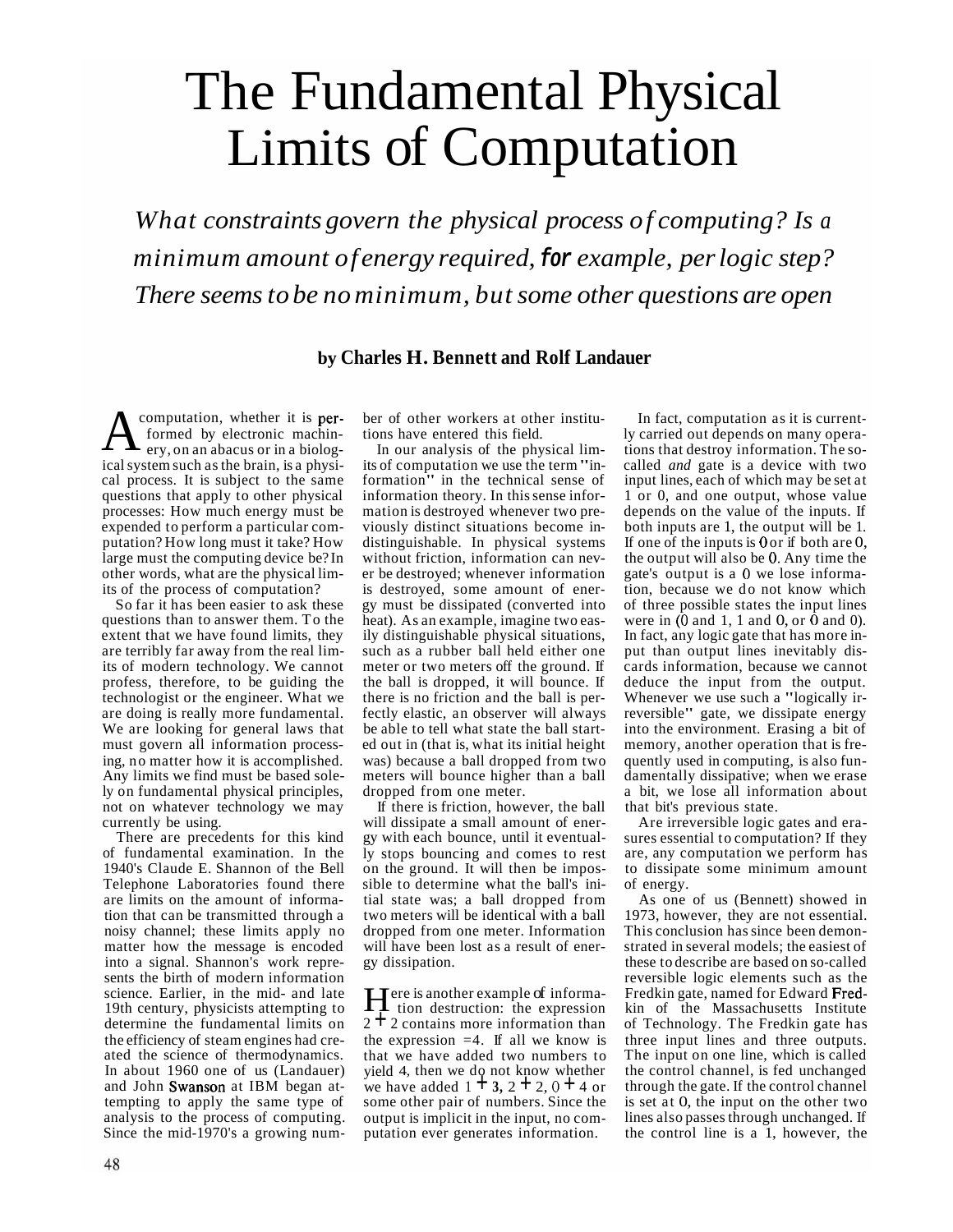# The Fundamental Physical Limits of Computation

*What constraints govern the physical process of computing? Is a minimum amount of energy required, for example, per logic step? There seems to be no minimum, but some other questions are open*

**by Charles H. Bennett and Rolf Landauer**

A computation, whether it is performed by electronic machinery, on an abacus or in a biological system such as the brain, is a physical process. It is subject to the same questions that apply to other physical processes: How much energy must be expended to perform a particular computation? How long must it take? How large must the computing device be? In other words, what are the physical limits of the process of computation?

So far it has been easier to ask these questions than to answer them. To the extent that we have found limits, they are terribly far away from the real limits of modern technology. We cannot profess, therefore, to be guiding the technologist or the engineer. What we are doing is really more fundamental. We are looking for general laws that must govern all information processing, no matter how it is accomplished. Any limits we find must be based solely on fundamental physical principles, not on whatever technology we may currently be using.

There are precedents for this kind of fundamental examination. In the 1940's Claude E. Shannon of the Bell Telephone Laboratories found there are limits on the amount of information that can be transmitted through a noisy channel; these limits apply no matter how the message is encoded into a signal. Shannon's work represents the birth of modern information science. Earlier, in the mid- and late 19th century, physicists attempting to determine the fundamental limits on the efficiency of steam engines had created the science of thermodynamics. In about 1960 one of us (Landauer) and John Swanson at IBM began attempting to apply the same type of analysis to the process of computing. Since the mid-1970's a growing number of other workers at other institutions have entered this field.

In our analysis of the physical limits of computation we use the term "information" in the technical sense of information theory. In this sense information is destroyed whenever two previously distinct situations become indistinguishable. In physical systems without friction, information can never be destroyed; whenever information is destroyed, some amount of energy must be dissipated (converted into heat). As an example, imagine two easily distinguishable physical situations, such as a rubber ball held either one meter or two meters off the ground. If the ball is dropped, it will bounce. If there is no friction and the ball is perfectly elastic, an observer will always be able to tell what state the ball started out in (that is, what its initial height was) because a ball dropped from two meters will bounce higher than a ball dropped from one meter.

If there is friction, however, the ball will dissipate a small amount of energy with each bounce, until it eventually stops bouncing and comes to rest on the ground. It will then be impossible to determine what the ball's initial state was; a ball dropped from two meters will be identical with a ball dropped from one meter. Information will have been lost as a result of energy dissipation.

Here is another example of information destruction: the expression $2 + 2$ contains more information than the expression $= 4$. If all we know is that we have added two numbers to yield 4, then we do not know whether we have added $1 + 3$, $2 + 2$, $0 + 4$ or some other pair of numbers. Since the output is implicit in the input, no computation ever generates information.

In fact, computation as it is currently carried out depends on many operations that destroy information. The so-called *and* gate is a device with two input lines, each of which may be set at 1 or 0, and one output, whose value depends on the value of the inputs. If both inputs are 1, the output will be 1. If one of the inputs is 0 or if both are 0, the output will also be 0. Any time the gate's output is a 0 we lose information, because we do not know which of three possible states the input lines were in (0 and 1, 1 and 0, or 0 and 0). In fact, any logic gate that has more input than output lines inevitably discards information, because we cannot deduce the input from the output. Whenever we use such a "logically irreversible" gate, we dissipate energy into the environment. Erasing a bit of memory, another operation that is frequently used in computing, is also fundamentally dissipative; when we erase a bit, we lose all information about that bit's previous state.

Are irreversible logic gates and erasures essential to computation? If they are, any computation we perform has to dissipate some minimum amount of energy.

As one of us (Bennett) showed in 1973, however, they are not essential. This conclusion has since been demonstrated in several models; the easiest of these to describe are based on so-called reversible logic elements such as the Fredkin gate, named for Edward Fredkin of the Massachusetts Institute of Technology. The Fredkin gate has three input lines and three outputs. The input on one line, which is called the control channel, is fed unchanged through the gate. If the control channel is set at 0, the input on the other two lines also passes through unchanged. If the control line is a 1, however, the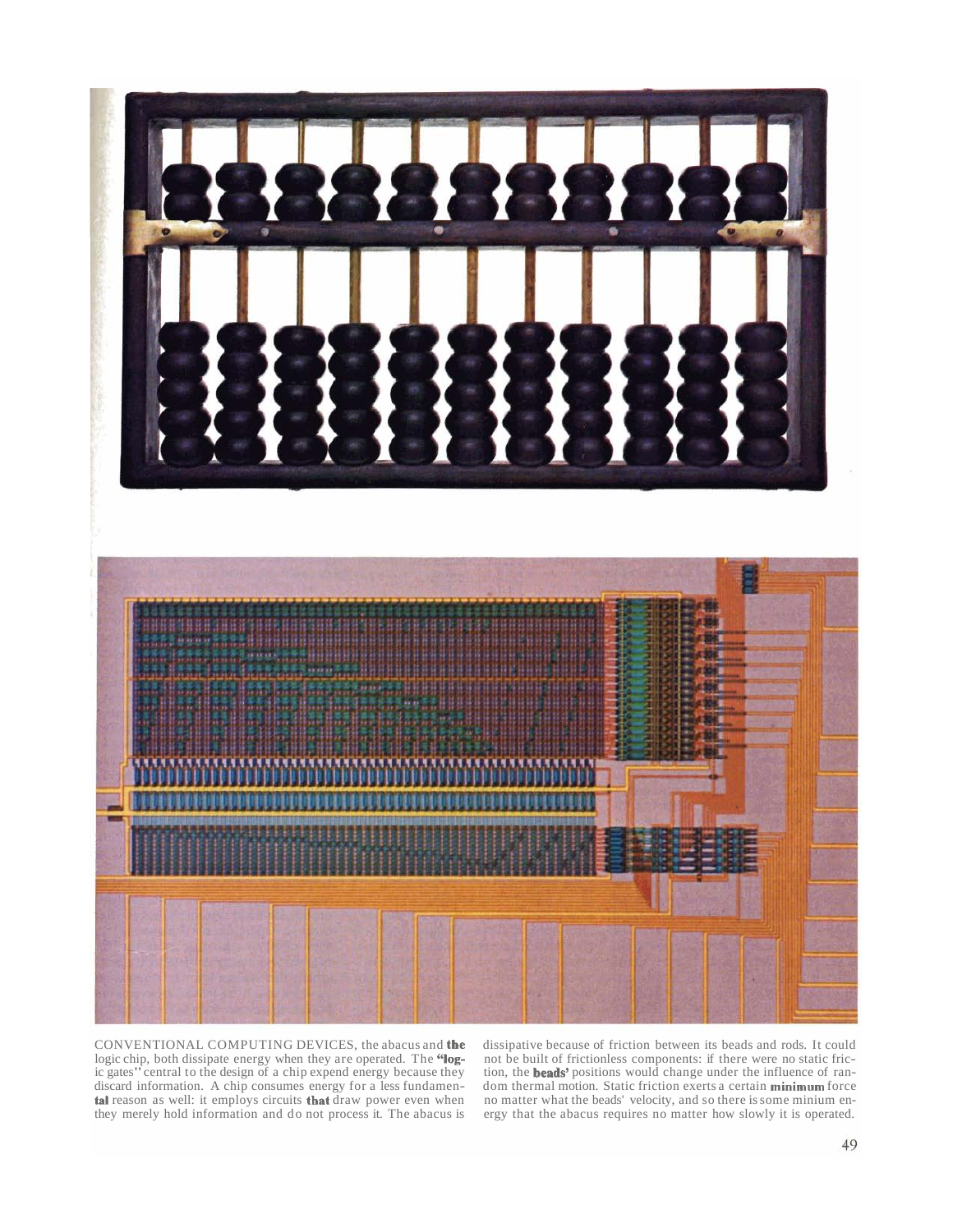CONVENTIONAL COMPUTING DEVICES, the abacus and the logic chip, both dissipate energy when they are operated. The "logic gates" central to the design of a chip expend energy because they discard information. A chip consumes energy for a less fundamental reason as well: it employs circuits that draw power even when they merely hold information and do not process it. The abacus is dissipative because of friction between its beads and rods. It could not be built of frictionless components: if there were no static friction, the beads' positions would change under the influence of random thermal motion. Static friction exerts a certain minimum force no matter what the beads' velocity, and so there is some minium energy that the abacus requires no matter how slowly it is operated.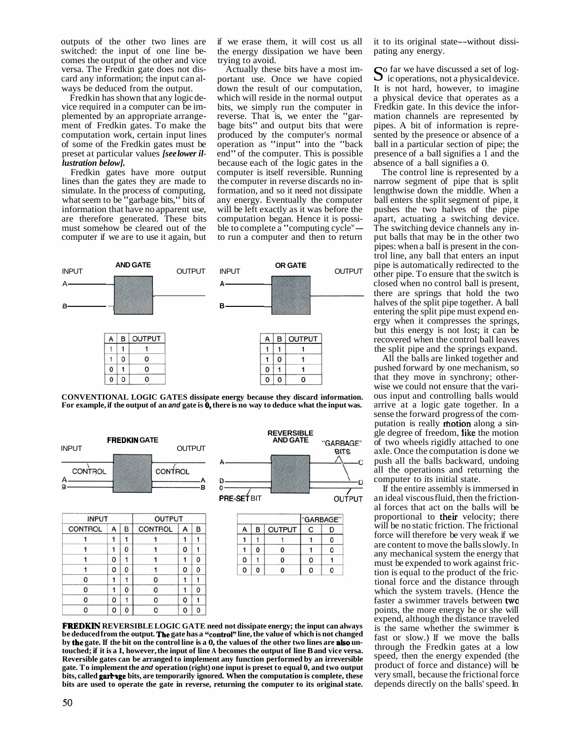outputs of the other two lines are switched: the input of one line becomes the output of the other and vice versa. The Fredkin gate does not discard any information; the input can always be deduced from the output.

Fredkin has shown that any logic device required in a computer can be implemented by an appropriate arrangement of Fredkin gates. To make the computation work, certain input lines of some of the Fredkin gates must be preset at particular values *[see lower illustration below].*

Fredkin gates have more output lines than the gates they are made to simulate. In the process of computing, what seem to be "garbage bits," bits of information that have no apparent use, are therefore generated. These bits must somehow be cleared out of the computer if we are to use it again, but if we erase them, it will cost us all the energy dissipation we have been trying to avoid.

Actually these bits have a most important use. Once we have copied down the result of our computation, which will reside in the normal output bits, we simply run the computer in reverse. That is, we enter the "garbage bits" and output bits that were produced by the computer's normal operation as "input" into the "back end" of the computer. This is possible because each of the logic gates in the computer is itself reversible. Running the computer in reverse discards no information, and so it need not dissipate any energy. Eventually the computer will be left exactly as it was before the computation began. Hence it is possible to complete a "computing cycle"—to run a computer and then to return it to its original state—without dissipating any energy.

So far we have discussed a set of logic operations, not a physical device. It is not hard, however, to imagine a physical device that operates as a Fredkin gate. In this device the information channels are represented by pipes. A bit of information is represented by the presence or absence of a ball in a particular section of pipe; the presence of a ball signifies a 1 and the absence of a ball signifies a 0.

The control line is represented by a narrow segment of pipe that is split lengthwise down the middle. When a ball enters the split segment of pipe, it pushes the two halves of the pipe apart, actuating a switching device. The switching device channels any input balls that may be in the other two pipes: when a ball is present in the control line, any ball that enters an input pipe is automatically redirected to the other pipe. To ensure that the switch is closed when no control ball is present, there are springs that hold the two halves of the split pipe together. A ball entering the split pipe must expend energy when it compresses the springs, but this energy is not lost; it can be recovered when the control ball leaves the split pipe and the springs expand.

All the balls are linked together and pushed forward by one mechanism, so that they move in synchrony; otherwise we could not ensure that the various input and controlling balls would arrive at a logic gate together. In a sense the forward progress of the computation is really motion along a single degree of freedom, like the motion of two wheels rigidly attached to one axle. Once the computation is done we push all the balls backward, undoing all the operations and returning the computer to its initial state.

If the entire assembly is immersed in an ideal viscous fluid, then the frictional forces that act on the balls will be proportional to their velocity; there will be no static friction. The frictional force will therefore be very weak if we are content to move the balls slowly. In any mechanical system the energy that must be expended to work against friction is equal to the product of the frictional force and the distance through which the system travels. (Hence the faster a swimmer travels between two points, the more energy he or she will expend, although the distance traveled is the same whether the swimmer is fast or slow.) If we move the balls through the Fredkin gates at a low speed, then the energy expended (the product of force and distance) will be very small, because the frictional force depends directly on the balls' speed. In

**AND GATE**

| A | B | OUTPUT |
|---|---|---|
| 1 | 1 | 1 |
| 1 | 0 | 0 |
| 0 | 1 | 0 |
| 0 | 0 | 0 |

**OR GATE**

| A | B | OUTPUT |
|---|---|---|
| 1 | 1 | 1 |
| 1 | 0 | 1 |
| 0 | 1 | 1 |
| 0 | 0 | 0 |

**CONVENTIONAL LOGIC GATES dissipate energy because they discard information. For example, if the output of an *and* gate is 0, there is no way to deduce what the input was.**

**FREDKIN GATE**

| INPUT | | | OUTPUT | | |
|---|---|---|---|---|---|
| CONTROL | A | B | CONTROL | A | B |
| 1 | 1 | 1 | 1 | 1 | 1 |
| 1 | 1 | 0 | 1 | 0 | 1 |
| 1 | 0 | 1 | 1 | 1 | 0 |
| 1 | 0 | 0 | 1 | 0 | 0 |
| 0 | 1 | 1 | 0 | 1 | 1 |
| 0 | 1 | 0 | 0 | 1 | 0 |
| 0 | 0 | 1 | 0 | 0 | 1 |
| 0 | 0 | 0 | 0 | 0 | 0 |

**REVERSIBLE AND GATE**

| | | | "GARBAGE" | |
|---|---|---|---|---|
| A | B | OUTPUT | C | D |
| 1 | 1 | 1 | 1 | 0 |
| 1 | 0 | 0 | 1 | 0 |
| 0 | 1 | 0 | 0 | 1 |
| 0 | 0 | 0 | 0 | 0 |

**FREDKIN REVERSIBLE LOGIC GATE need not dissipate energy; the input can always be deduced from the output. The gate has a "control" line, the value of which is not changed by the gate. If the bit on the control line is a 0, the values of the other two lines are also untouched; if it is a 1, however, the input of line A becomes the output of line B and vice versa. Reversible gates can be arranged to implement any function performed by an irreversible gate. To implement the *and* operation (right) one input is preset to equal 0, and two output bits, called garbage bits, are temporarily ignored. When the computation is complete, these bits are used to operate the gate in reverse, returning the computer to its original state.**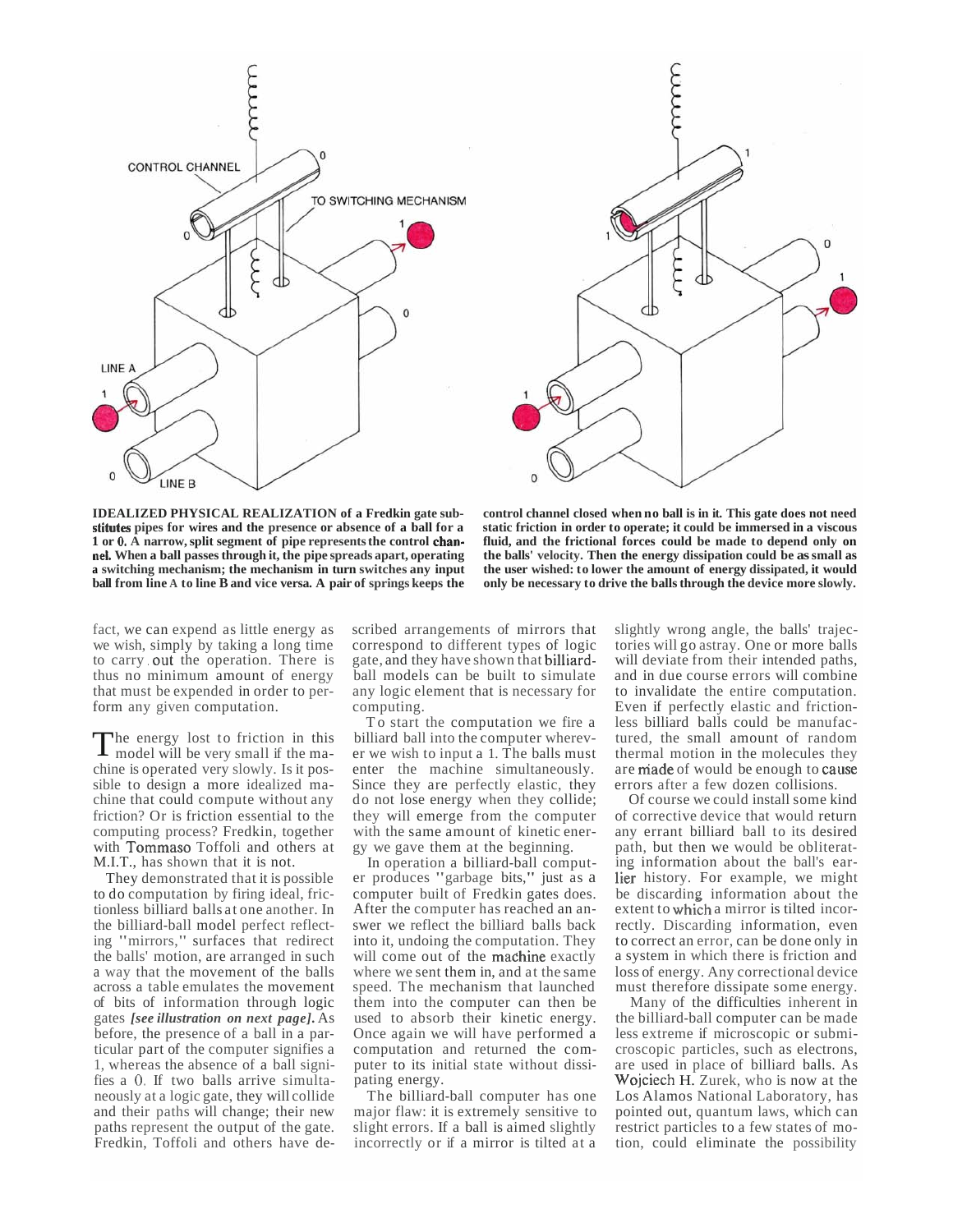**IDEALIZED PHYSICAL REALIZATION of a Fredkin gate substitutes pipes for wires and the presence or absence of a ball for a 1 or 0. A narrow, split segment of pipe represents the control channel. When a ball passes through it, the pipe spreads apart, operating a switching mechanism; the mechanism in turn switches any input ball from line A to line B and vice versa. A pair of springs keeps the control channel closed when no ball is in it. This gate does not need static friction in order to operate; it could be immersed in a viscous fluid, and the frictional forces could be made to depend only on the balls' velocity. Then the energy dissipation could be as small as the user wished: to lower the amount of energy dissipated, it would only be necessary to drive the balls through the device more slowly.**

fact, we can expend as little energy as we wish, simply by taking a long time to carry out the operation. There is thus no minimum amount of energy that must be expended in order to perform any given computation.

The energy lost to friction in this model will be very small if the machine is operated very slowly. Is it possible to design a more idealized machine that could compute without any friction? Or is friction essential to the computing process? Fredkin, together with Tommaso Toffoli and others at M.I.T., has shown that it is not.

They demonstrated that it is possible to do computation by firing ideal, frictionless billiard balls at one another. In the billiard-ball model perfect reflecting "mirrors," surfaces that redirect the balls' motion, are arranged in such a way that the movement of the balls across a table emulates the movement of bits of information through logic gates *[see illustration on next page]*. As before, the presence of a ball in a particular part of the computer signifies a 1, whereas the absence of a ball signifies a 0. If two balls arrive simultaneously at a logic gate, they will collide and their paths will change; their new paths represent the output of the gate. Fredkin, Toffoli and others have described arrangements of mirrors that correspond to different types of logic gate, and they have shown that billiard-ball models can be built to simulate any logic element that is necessary for computing.

To start the computation we fire a billiard ball into the computer wherever we wish to input a 1. The balls must enter the machine simultaneously. Since they are perfectly elastic, they do not lose energy when they collide; they will emerge from the computer with the same amount of kinetic energy we gave them at the beginning.

In operation a billiard-ball computer produces "garbage bits," just as a computer built of Fredkin gates does. After the computer has reached an answer we reflect the billiard balls back into it, undoing the computation. They will come out of the machine exactly where we sent them in, and at the same speed. The mechanism that launched them into the computer can then be used to absorb their kinetic energy. Once again we will have performed a computation and returned the computer to its initial state without dissipating energy.

The billiard-ball computer has one major flaw: it is extremely sensitive to slight errors. If a ball is aimed slightly incorrectly or if a mirror is tilted at a slightly wrong angle, the balls' trajectories will go astray. One or more balls will deviate from their intended paths, and in due course errors will combine to invalidate the entire computation. Even if perfectly elastic and frictionless billiard balls could be manufactured, the small amount of random thermal motion in the molecules they are made of would be enough to cause errors after a few dozen collisions.

Of course we could install some kind of corrective device that would return any errant billiard ball to its desired path, but then we would be obliterating information about the ball's earlier history. For example, we might be discarding information about the extent to which a mirror is tilted incorrectly. Discarding information, even to correct an error, can be done only in a system in which there is friction and loss of energy. Any correctional device must therefore dissipate some energy.

Many of the difficulties inherent in the billiard-ball computer can be made less extreme if microscopic or submicroscopic particles, such as electrons, are used in place of billiard balls. As Wojciech H. Zurek, who is now at the Los Alamos National Laboratory, has pointed out, quantum laws, which can restrict particles to a few states of motion, could eliminate the possibility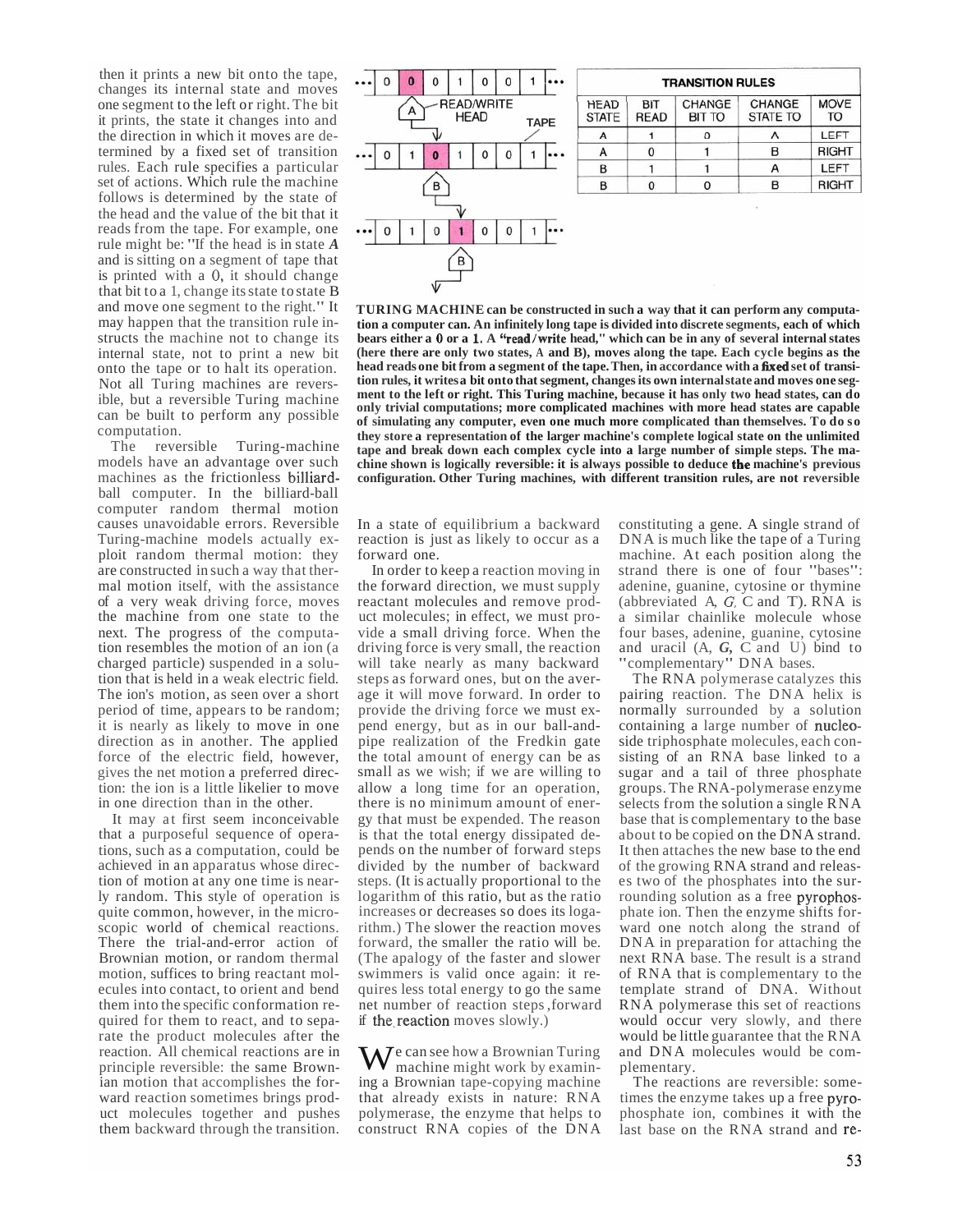then it prints a new bit onto the tape, changes its internal state and moves one segment to the left or right. The bit it prints, the state it changes into and the direction in which it moves are determined by a fixed set of transition rules. Each rule specifies a particular set of actions. Which rule the machine follows is determined by the state of the head and the value of the bit that it reads from the tape. For example, one rule might be: "If the head is in state *A* and is sitting on a segment of tape that is printed with a 0, it should change that bit to a 1, change its state to state B and move one segment to the right." It may happen that the transition rule instructs the machine not to change its internal state, not to print a new bit onto the tape or to halt its operation. Not all Turing machines are reversible, but a reversible Turing machine can be built to perform any possible computation.

| TRANSITION RULES | | | | |
|---|---|---|---|---|
| HEAD STATE | BIT READ | CHANGE BIT TO | CHANGE STATE TO | MOVE TO |
| A | 1 | 0 | A | LEFT |
| A | 0 | 1 | B | RIGHT |
| B | 1 | 1 | A | LEFT |
| B | 0 | 0 | B | RIGHT |

**TURING MACHINE can be constructed in such a way that it can perform any computation a computer can. An infinitely long tape is divided into discrete segments, each of which bears either a 0 or a 1. A "read/write head," which can be in any of several internal states (here there are only two states, A and B), moves along the tape. Each cycle begins as the head reads one bit from a segment of the tape. Then, in accordance with a fixed set of transition rules, it writes a bit onto that segment, changes its own internal state and moves one segment to the left or right. This Turing machine, because it has only two head states, can do only trivial computations; more complicated machines with more head states are capable of simulating any computer, even one much more complicated than themselves. To do so they store a representation of the larger machine's complete logical state on the unlimited tape and break down each complex cycle into a large number of simple steps. The machine shown is logically reversible: it is always possible to deduce the machine's previous configuration. Other Turing machines, with different transition rules, are not reversible**

The reversible Turing-machine models have an advantage over such machines as the frictionless billiard-ball computer. In the billiard-ball computer random thermal motion causes unavoidable errors. Reversible Turing-machine models actually exploit random thermal motion: they are constructed in such a way that thermal motion itself, with the assistance of a very weak driving force, moves the machine from one state to the next. The progress of the computation resembles the motion of an ion (a charged particle) suspended in a solution that is held in a weak electric field. The ion's motion, as seen over a short period of time, appears to be random; it is nearly as likely to move in one direction as in another. The applied force of the electric field, however, gives the net motion a preferred direction: the ion is a little likelier to move in one direction than in the other.

It may at first seem inconceivable that a purposeful sequence of operations, such as a computation, could be achieved in an apparatus whose direction of motion at any one time is nearly random. This style of operation is quite common, however, in the microscopic world of chemical reactions. There the trial-and-error action of Brownian motion, or random thermal motion, suffices to bring reactant molecules into contact, to orient and bend them into the specific conformation required for them to react, and to separate the product molecules after the reaction. All chemical reactions are in principle reversible: the same Brownian motion that accomplishes the forward reaction sometimes brings product molecules together and pushes them backward through the transition. In a state of equilibrium a backward reaction is just as likely to occur as a forward one.

In order to keep a reaction moving in the forward direction, we must supply reactant molecules and remove product molecules; in effect, we must provide a small driving force. When the driving force is very small, the reaction will take nearly as many backward steps as forward ones, but on the average it will move forward. In order to provide the driving force we must expend energy, but as in our ball-and-pipe realization of the Fredkin gate the total amount of energy can be as small as we wish; if we are willing to allow a long time for an operation, there is no minimum amount of energy that must be expended. The reason is that the total energy dissipated depends on the number of forward steps divided by the number of backward steps. (It is actually proportional to the logarithm of this ratio, but as the ratio increases or decreases so does its logarithm.) The slower the reaction moves forward, the smaller the ratio will be. (The analogy of the faster and slower swimmers is valid once again: it requires less total energy to go the same net number of reaction steps forward if the reaction moves slowly.)

We can see how a Brownian Turing machine might work by examining a Brownian tape-copying machine that already exists in nature: RNA polymerase, the enzyme that helps to construct RNA copies of the DNA constituting a gene. A single strand of DNA is much like the tape of a Turing machine. At each position along the strand there is one of four "bases": adenine, guanine, cytosine or thymine (abbreviated A, G, C and T). RNA is a similar chainlike molecule whose four bases, adenine, guanine, cytosine and uracil (A, G, C and U) bind to "complementary" DNA bases.

The RNA polymerase catalyzes this pairing reaction. The DNA helix is normally surrounded by a solution containing a large number of nucleoside triphosphate molecules, each consisting of an RNA base linked to a sugar and a tail of three phosphate groups. The RNA-polymerase enzyme selects from the solution a single RNA base that is complementary to the base about to be copied on the DNA strand. It then attaches the new base to the end of the growing RNA strand and releases two of the phosphates into the surrounding solution as a free pyrophosphate ion. Then the enzyme shifts forward one notch along the strand of DNA in preparation for attaching the next RNA base. The result is a strand of RNA that is complementary to the template strand of DNA. Without RNA polymerase this set of reactions would occur very slowly, and there would be little guarantee that the RNA and DNA molecules would be complementary.

The reactions are reversible: sometimes the enzyme takes up a free pyrophosphate ion, combines it with the last base on the RNA strand and re-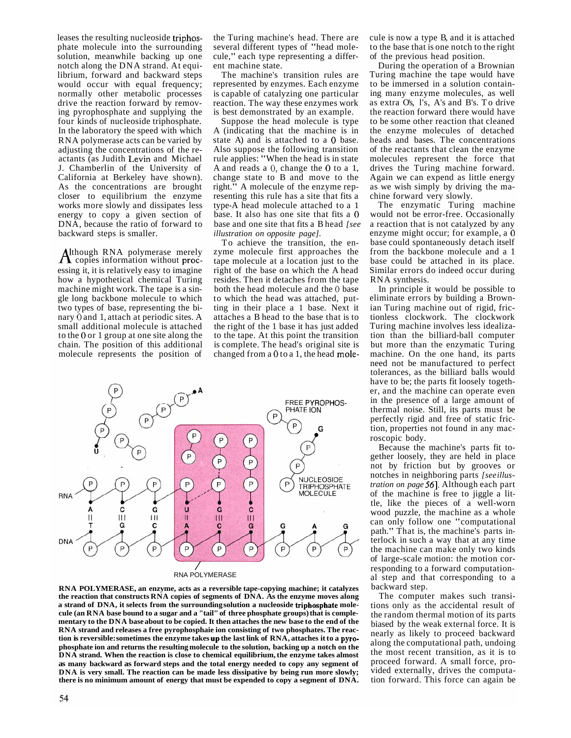leases the resulting nucleoside triphosphate molecule into the surrounding solution, meanwhile backing up one notch along the DNA strand. At equilibrium, forward and backward steps would occur with equal frequency; normally other metabolic processes drive the reaction forward by removing pyrophosphate and supplying the four kinds of nucleoside triphosphate. In the laboratory the speed with which RNA polymerase acts can be varied by adjusting the concentrations of the reactants (as Judith Levin and Michael J. Chamberlin of the University of California at Berkeley have shown). As the concentrations are brought closer to equilibrium the enzyme works more slowly and dissipates less energy to copy a given section of DNA, because the ratio of forward to backward steps is smaller.

Although RNA polymerase merely copies information without processing it, it is relatively easy to imagine how a hypothetical chemical Turing machine might work. The tape is a single long backbone molecule to which two types of base, representing the binary 0 and 1, attach at periodic sites. A small additional molecule is attached to the 0 or 1 group at one site along the chain. The position of this additional molecule represents the position of the Turing machine's head. There are several different types of "head molecule," each type representing a different machine state.

The machine's transition rules are represented by enzymes. Each enzyme is capable of catalyzing one particular reaction. The way these enzymes work is best demonstrated by an example.

Suppose the head molecule is type A (indicating that the machine is in state A) and is attached to a 0 base. Also suppose the following transition rule applies: "When the head is in state A and reads a 0, change the 0 to a 1, change state to B and move to the right." A molecule of the enzyme representing this rule has a site that fits a type-A head molecule attached to a 1 base. It also has one site that fits a 0 base and one site that fits a B head *[see illustration on opposite page]*.

To achieve the transition, the enzyme molecule first approaches the tape molecule at a location just to the right of the base on which the A head resides. Then it detaches from the tape both the head molecule and the 0 base to which the head was attached, putting in their place a 1 base. Next it attaches a B head to the base that is to the right of the 1 base it has just added to the tape. At this point the transition is complete. The head's original site is changed from a 0 to a 1, the head molecule is now a type B, and it is attached to the base that is one notch to the right of the previous head position.

During the operation of a Brownian Turing machine the tape would have to be immersed in a solution containing many enzyme molecules, as well as extra 0's, 1's, A's and B's. To drive the reaction forward there would have to be some other reaction that cleaned the enzyme molecules of detached heads and bases. The concentrations of the reactants that clean the enzyme molecules represent the force that drives the Turing machine forward. Again we can expend as little energy as we wish simply by driving the machine forward very slowly.

The enzymatic Turing machine would not be error-free. Occasionally a reaction that is not catalyzed by any enzyme might occur; for example, a 0 base could spontaneously detach itself from the backbone molecule and a 1 base could be attached in its place. Similar errors do indeed occur during RNA synthesis.

In principle it would be possible to eliminate errors by building a Brownian Turing machine out of rigid, frictionless clockwork. The clockwork Turing machine involves less idealization than the billiard-ball computer but more than the enzymatic Turing machine. On the one hand, its parts need not be manufactured to perfect tolerances, as the billiard balls would have to be; the parts fit loosely together, and the machine can operate even in the presence of a large amount of thermal noise. Still, its parts must be perfectly rigid and free of static friction, properties not found in any macroscopic body.

Because the machine's parts fit together loosely, they are held in place not by friction but by grooves or notches in neighboring parts *[see illustration on page 56]*. Although each part of the machine is free to jiggle a little, like the pieces of a well-worn wood puzzle, the machine as a whole can only follow one "computational path." That is, the machine's parts interlock in such a way that at any time the machine can make only two kinds of large-scale motion: the motion corresponding to a forward computational step and that corresponding to a backward step.

The computer makes such transitions only as the accidental result of the random thermal motion of its parts biased by the weak external force. It is nearly as likely to proceed backward along the computational path, undoing the most recent transition, as it is to proceed forward. A small force, provided externally, drives the computation forward. This force can again be

**RNA POLYMERASE, an enzyme, acts as a reversible tape-copying machine; it catalyzes the reaction that constructs RNA copies of segments of DNA. As the enzyme moves along a strand of DNA, it selects from the surrounding solution a nucleoside triphosphate molecule (an RNA base bound to a sugar and a "tail" of three phosphate groups) that is complementary to the DNA base about to be copied. It then attaches the new base to the end of the RNA strand and releases a free pyrophosphate ion consisting of two phosphates. The reaction is reversible: sometimes the enzyme takes up the last link of RNA, attaches it to a pyrophosphate ion and returns the resulting molecule to the solution, backing up a notch on the DNA strand. When the reaction is close to chemical equilibrium, the enzyme takes almost as many backward as forward steps and the total energy needed to copy any segment of DNA is very small. The reaction can be made less dissipative by being run more slowly; there is no minimum amount of energy that must be expended to copy a segment of DNA.**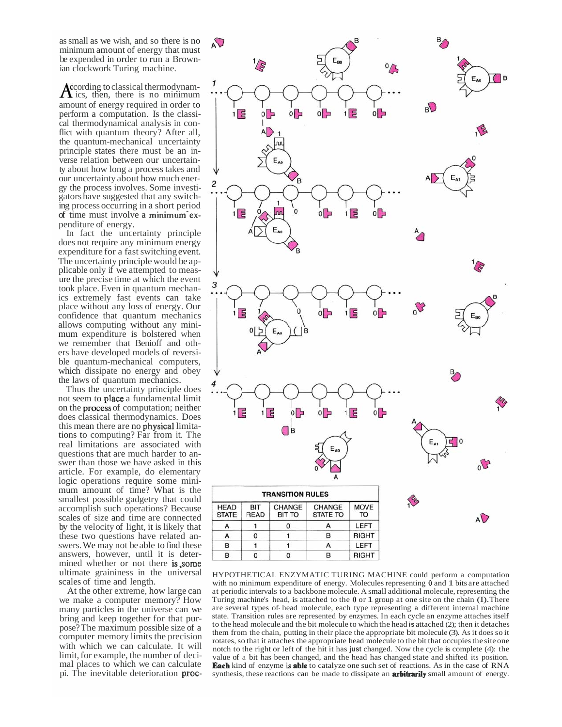as small as we wish, and so there is no minimum amount of energy that must be expended in order to run a Brownian clockwork Turing machine.

According to classical thermodynamics, then, there is no minimum amount of energy required in order to perform a computation. Is the classical thermodynamical analysis in conflict with quantum theory? After all, the quantum-mechanical uncertainty principle states there must be an inverse relation between our uncertainty about how long a process takes and our uncertainty about how much energy the process involves. Some investigators have suggested that any switching process occurring in a short period of time must involve a minimum expenditure of energy.

In fact the uncertainty principle does not require any minimum energy expenditure for a fast switching event. The uncertainty principle would be applicable only if we attempted to measure the precise time at which the event took place. Even in quantum mechanics extremely fast events can take place without any loss of energy. Our confidence that quantum mechanics allows computing without any minimum expenditure is bolstered when we remember that Benioff and others have developed models of reversible quantum-mechanical computers, which dissipate no energy and obey the laws of quantum mechanics.

Thus the uncertainty principle does not seem to place a fundamental limit on the process of computation; neither does classical thermodynamics. Does this mean there are no physical limitations to computing? Far from it. The real limitations are associated with questions that are much harder to answer than those we have asked in this article. For example, do elementary logic operations require some minimum amount of time? What is the smallest possible gadgetry that could accomplish such operations? Because scales of size and time are connected by the velocity of light, it is likely that these two questions have related answers. We may not be able to find these answers, however, until it is determined whether or not there is some ultimate graininess in the universal scales of time and length.

At the other extreme, how large can we make a computer memory? How many particles in the universe can we bring and keep together for that purpose? The maximum possible size of a computer memory limits the precision with which we can calculate. It will limit, for example, the number of decimal places to which we can calculate pi. The inevitable deterioration proc-

| TRANSITION RULES | | | | |
|---|---|---|---|---|
| HEAD STATE | BIT READ | CHANGE BIT TO | CHANGE STATE TO | MOVE TO |
| A | 1 | 0 | A | LEFT |
| A | 0 | 1 | B | RIGHT |
| B | 1 | 1 | A | LEFT |
| B | 0 | 0 | B | RIGHT |

HYPOTHETICAL ENZYMATIC TURING MACHINE could perform a computation with no minimum expenditure of energy. Molecules representing 0 and 1 bits are attached at periodic intervals to a backbone molecule. A small additional molecule, representing the Turing machine's head, is attached to the 0 or 1 group at one site on the chain (1). There are several types of head molecule, each type representing a different internal machine state. Transition rules are represented by enzymes. In each cycle an enzyme attaches itself to the head molecule and the bit molecule to which the head is attached (2); then it detaches them from the chain, putting in their place the appropriate bit molecule (3). As it does so it rotates, so that it attaches the appropriate head molecule to the bit that occupies the site one notch to the right or left of the bit it has just changed. Now the cycle is complete (4): the value of a bit has been changed, and the head has changed state and shifted its position. Each kind of enzyme is able to catalyze one such set of reactions. As in the case of RNA synthesis, these reactions can be made to dissipate an arbitrarily small amount of energy.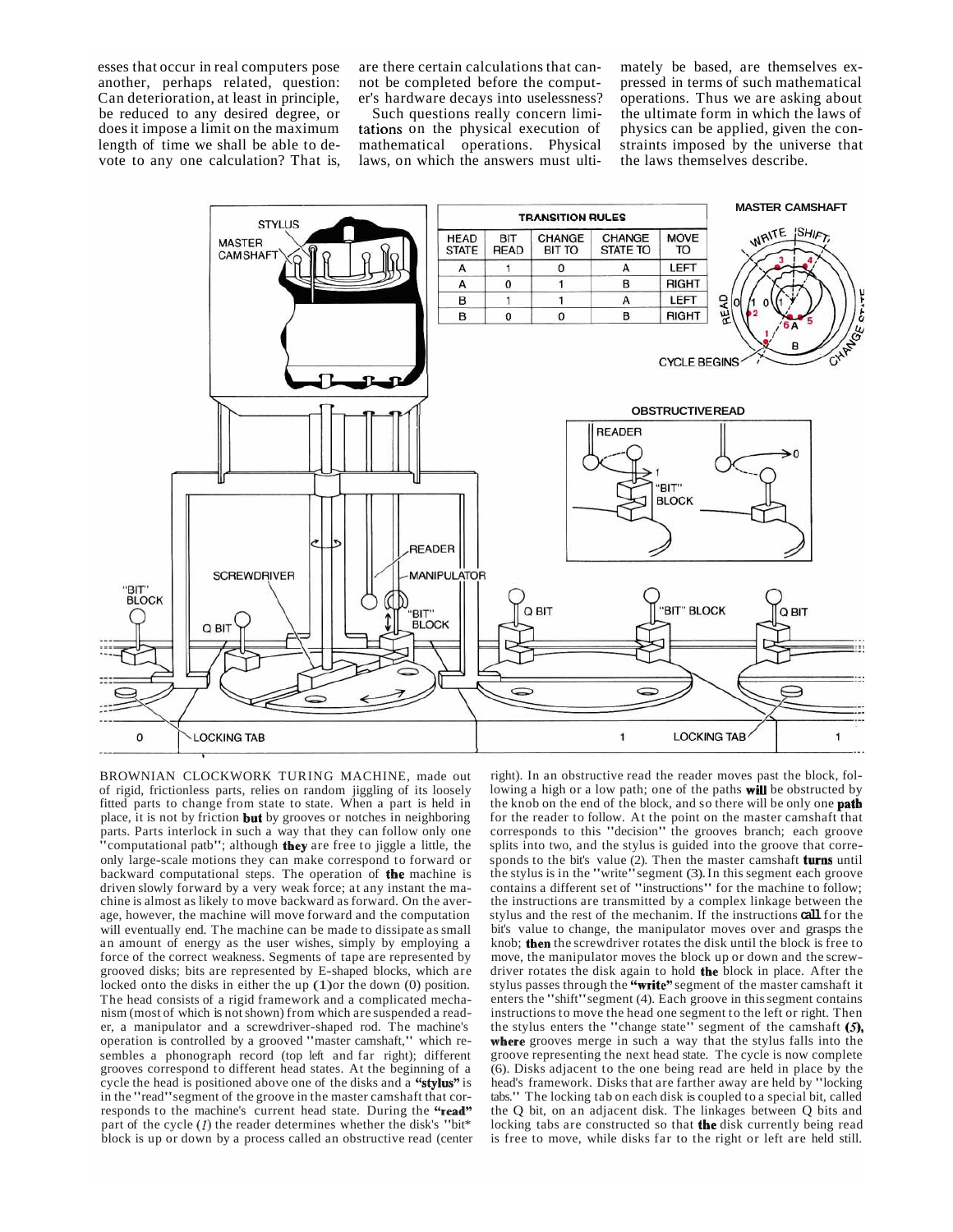esses that occur in real computers pose another, perhaps related, question: Can deterioration, at least in principle, be reduced to any desired degree, or does it impose a limit on the maximum length of time we shall be able to devote to any one calculation? That is, are there certain calculations that cannot be completed before the computer's hardware decays into uselessness?

Such questions really concern limitations on the physical execution of mathematical operations. Physical laws, on which the answers must ultimately be based, are themselves expressed in terms of such mathematical operations. Thus we are asking about the ultimate form in which the laws of physics can be applied, given the constraints imposed by the universe that the laws themselves describe.

TRANSITION RULES

| HEAD STATE | BIT READ | CHANGE BIT TO | CHANGE STATE TO | MOVE TO |
|---|---|---|---|---|
| A | 1 | 0 | A | LEFT |
| A | 0 | 1 | B | RIGHT |
| B | 1 | 1 | A | LEFT |
| B | 0 | 0 | B | RIGHT |

MASTER CAMSHAFT

WRITE
SHIFT
READ
CHANGE STATE
CYCLE BEGINS

OBSTRUCTIVE READ

READER
"BIT" BLOCK

STYLUS
MASTER CAMSHAFT
READER
SCREWDRIVER
MANIPULATOR
"BIT" BLOCK
Q BIT
LOCKING TAB

BROWNIAN CLOCKWORK TURING MACHINE, made out of rigid, frictionless parts, relies on random jiggling of its loosely fitted parts to change from state to state. When a part is held in place, it is not by friction but by grooves or notches in neighboring parts. Parts interlock in such a way that they can follow only one "computational path"; although they are free to jiggle a little, the only large-scale motions they can make correspond to forward or backward computational steps. The operation of the machine is driven slowly forward by a very weak force; at any instant the machine is almost as likely to move backward as forward. On the average, however, the machine will move forward and the computation will eventually end. The machine can be made to dissipate as small an amount of energy as the user wishes, simply by employing a force of the correct weakness. Segments of tape are represented by grooved disks; bits are represented by E-shaped blocks, which are locked onto the disks in either the up (1) or the down (0) position. The head consists of a rigid framework and a complicated mechanism (most of which is not shown) from which are suspended a reader, a manipulator and a screwdriver-shaped rod. The machine's operation is controlled by a grooved "master camshaft," which resembles a phonograph record (top left and far right); different grooves correspond to different head states. At the beginning of a cycle the head is positioned above one of the disks and a "stylus" is in the "read" segment of the groove in the master camshaft that corresponds to the machine's current head state. During the "read" part of the cycle (1) the reader determines whether the disk's "bit" block is up or down by a process called an obstructive read (center right). In an obstructive read the reader moves past the block, following a high or a low path; one of the paths will be obstructed by the knob on the end of the block, and so there will be only one path for the reader to follow. At the point on the master camshaft that corresponds to this "decision" the grooves branch; each groove splits into two, and the stylus is guided into the groove that corresponds to the bit's value (2). Then the master camshaft turns until the stylus is in the "write" segment (3). In this segment each groove contains a different set of "instructions" for the machine to follow; the instructions are transmitted by a complex linkage between the stylus and the rest of the mechanim. If the instructions call for the bit's value to change, the manipulator moves over and grasps the knob; then the screwdriver rotates the disk until the block is free to move, the manipulator moves the block up or down and the screwdriver rotates the disk again to hold the block in place. After the stylus passes through the "write" segment of the master camshaft it enters the "shift" segment (4). Each groove in this segment contains instructions to move the head one segment to the left or right. Then the stylus enters the "change state" segment of the camshaft (5), where grooves merge in such a way that the stylus falls into the groove representing the next head state. The cycle is now complete (6). Disks adjacent to the one being read are held in place by the head's framework. Disks that are farther away are held by "locking tabs." The locking tab on each disk is coupled to a special bit, called the Q bit, on an adjacent disk. The linkages between Q bits and locking tabs are constructed so that the disk currently being read is free to move, while disks far to the right or left are held still.